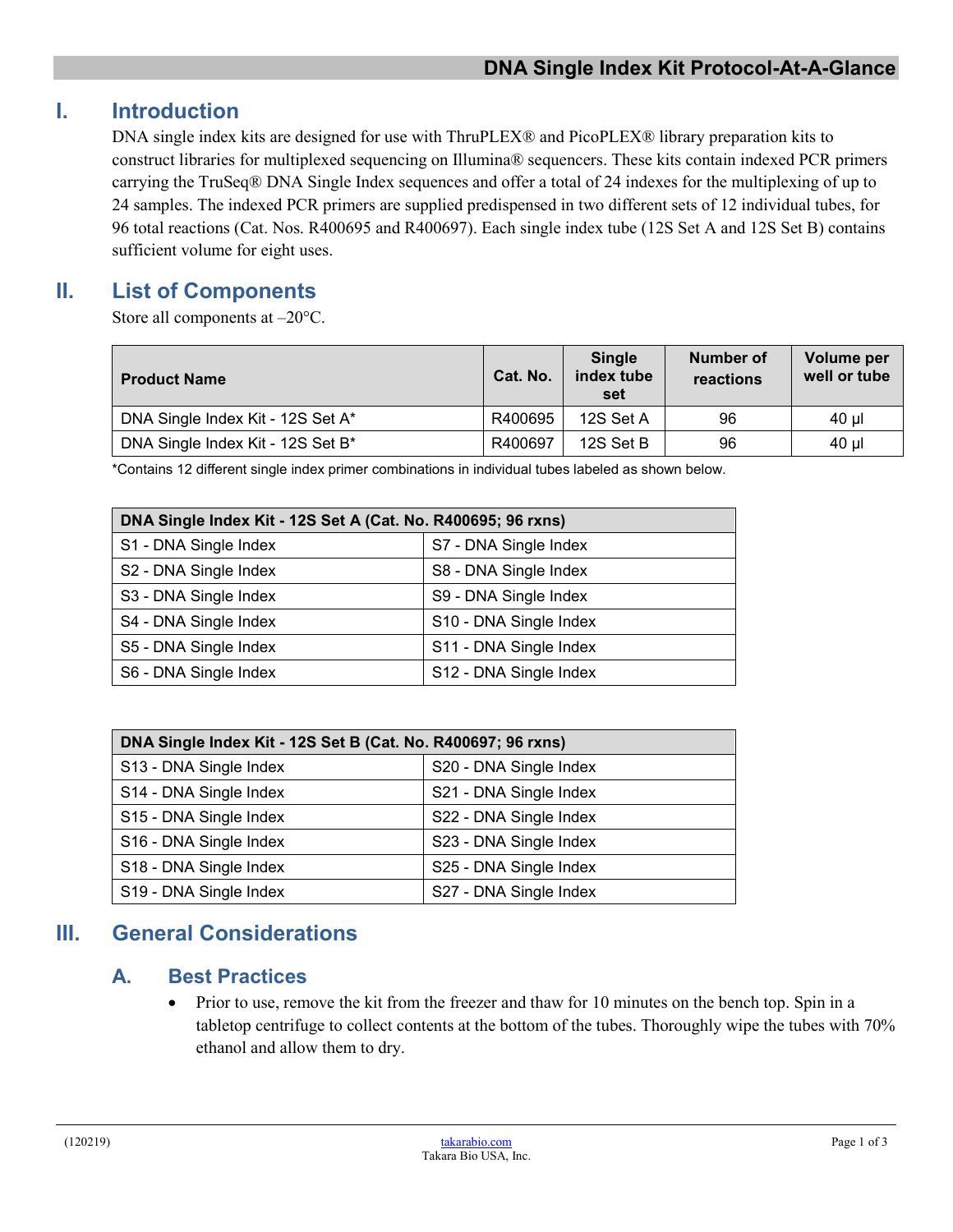# DNA Single Index Kit Protocol-At-A-Glance

## I. Introduction

DNA single index kits are designed for use with ThruPLEX® and PicoPLEX® library preparation kits to construct libraries for multiplexed sequencing on Illumina® sequencers. These kits contain indexed PCR primers carrying the TruSeq® DNA Single Index sequences and offer a total of 24 indexes for the multiplexing of up to 24 samples. The indexed PCR primers are supplied predispensed in two different sets of 12 individual tubes, for 96 total reactions (Cat. Nos. R400695 and R400697). Each single index tube (12S Set A and 12S Set B) contains sufficient volume for eight uses.

## II. List of Components

Store all components at –20°C.

| Product Name | Cat. No. | Single index tube set | Number of reactions | Volume per well or tube |
|---|---|---|---|---|
| DNA Single Index Kit - 12S Set A* | R400695 | 12S Set A | 96 | 40 µl |
| DNA Single Index Kit - 12S Set B* | R400697 | 12S Set B | 96 | 40 µl |

*Contains 12 different single index primer combinations in individual tubes labeled as shown below.

| DNA Single Index Kit - 12S Set A (Cat. No. R400695; 96 rxns) | |
|---|---|
| S1 - DNA Single Index | S7 - DNA Single Index |
| S2 - DNA Single Index | S8 - DNA Single Index |
| S3 - DNA Single Index | S9 - DNA Single Index |
| S4 - DNA Single Index | S10 - DNA Single Index |
| S5 - DNA Single Index | S11 - DNA Single Index |
| S6 - DNA Single Index | S12 - DNA Single Index |

| DNA Single Index Kit - 12S Set B (Cat. No. R400697; 96 rxns) | |
|---|---|
| S13 - DNA Single Index | S20 - DNA Single Index |
| S14 - DNA Single Index | S21 - DNA Single Index |
| S15 - DNA Single Index | S22 - DNA Single Index |
| S16 - DNA Single Index | S23 - DNA Single Index |
| S18 - DNA Single Index | S25 - DNA Single Index |
| S19 - DNA Single Index | S27 - DNA Single Index |

## III. General Considerations

### A. Best Practices

- Prior to use, remove the kit from the freezer and thaw for 10 minutes on the bench top. Spin in a tabletop centrifuge to collect contents at the bottom of the tubes. Thoroughly wipe the tubes with 70% ethanol and allow them to dry.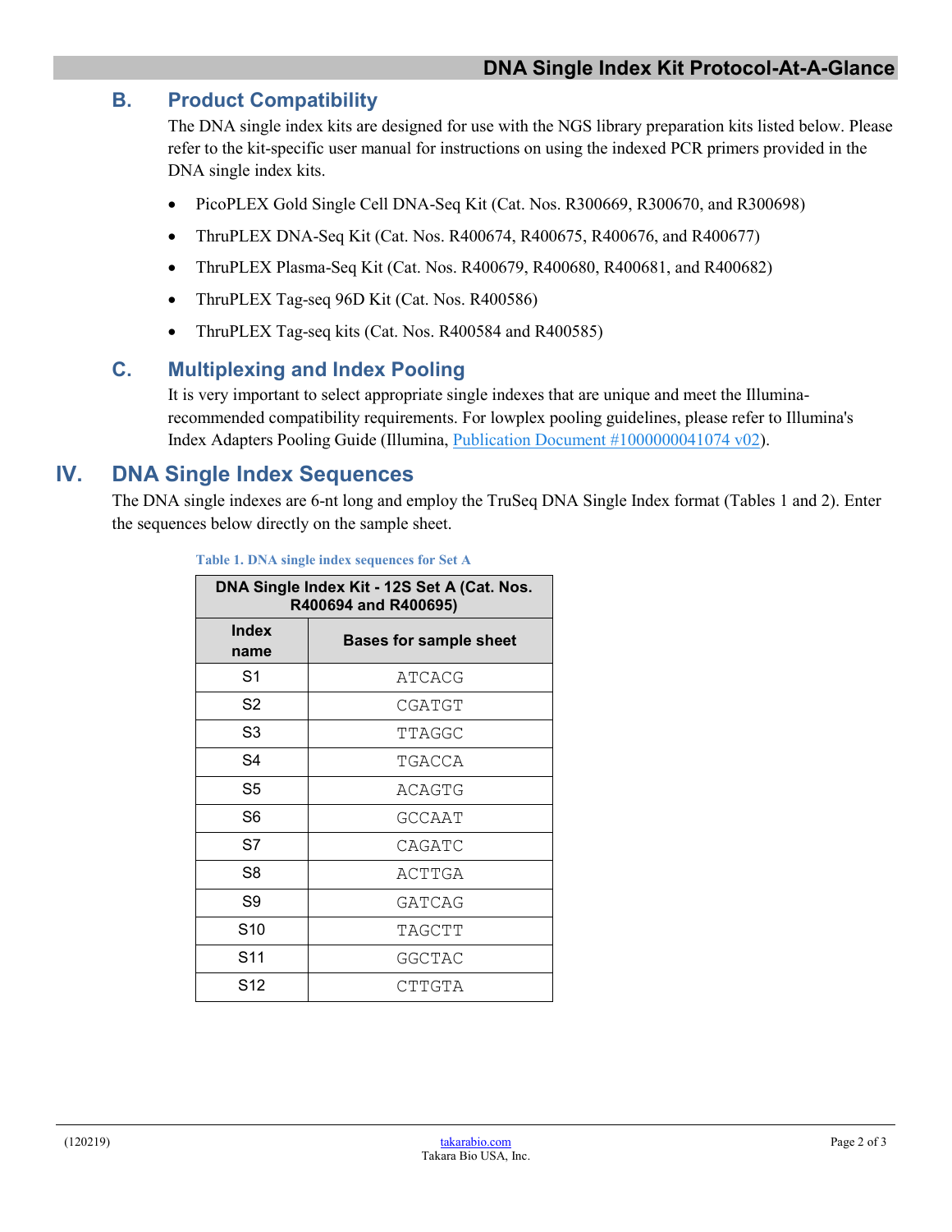## B. Product Compatibility

The DNA single index kits are designed for use with the NGS library preparation kits listed below. Please refer to the kit-specific user manual for instructions on using the indexed PCR primers provided in the DNA single index kits.

- PicoPLEX Gold Single Cell DNA-Seq Kit (Cat. Nos. R300669, R300670, and R300698)
- ThruPLEX DNA-Seq Kit (Cat. Nos. R400674, R400675, R400676, and R400677)
- ThruPLEX Plasma-Seq Kit (Cat. Nos. R400679, R400680, R400681, and R400682)
- ThruPLEX Tag-seq 96D Kit (Cat. Nos. R400586)
- ThruPLEX Tag-seq kits (Cat. Nos. R400584 and R400585)

## C. Multiplexing and Index Pooling

It is very important to select appropriate single indexes that are unique and meet the Illumina-recommended compatibility requirements. For lowplex pooling guidelines, please refer to Illumina's Index Adapters Pooling Guide (Illumina, Publication Document #1000000041074 v02).

# IV. DNA Single Index Sequences

The DNA single indexes are 6-nt long and employ the TruSeq DNA Single Index format (Tables 1 and 2). Enter the sequences below directly on the sample sheet.

**Table 1. DNA single index sequences for Set A**

| DNA Single Index Kit - 12S Set A (Cat. Nos. R400694 and R400695) | |
|---|---|
| **Index name** | **Bases for sample sheet** |
| S1 | ATCACG |
| S2 | CGATGT |
| S3 | TTAGGC |
| S4 | TGACCA |
| S5 | ACAGTG |
| S6 | GCCAAT |
| S7 | CAGATC |
| S8 | ACTTGA |
| S9 | GATCAG |
| S10 | TAGCTT |
| S11 | GGCTAC |
| S12 | CTTGTA |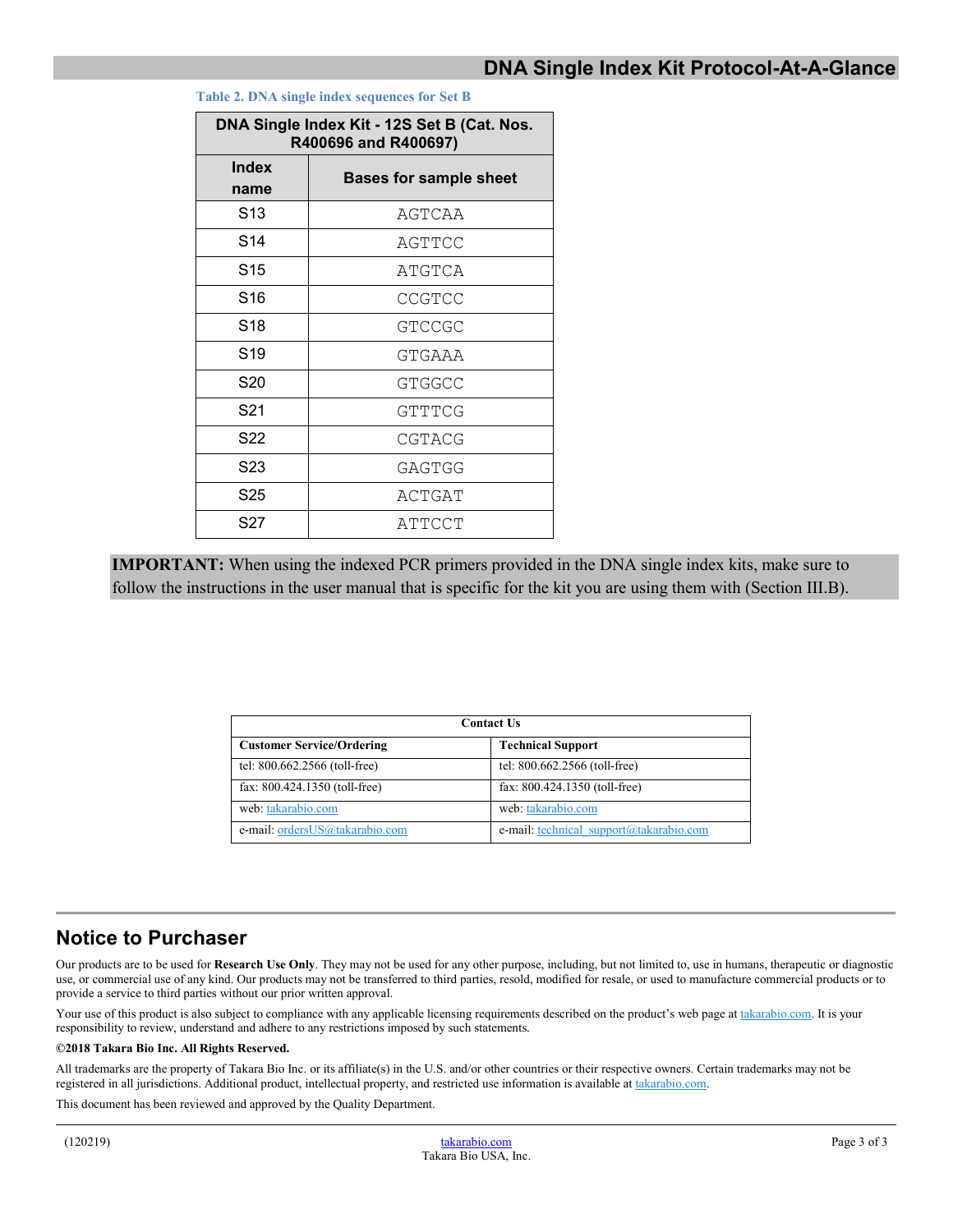Table 2. DNA single index sequences for Set B

| DNA Single Index Kit - 12S Set B (Cat. Nos. R400696 and R400697) | |
|---|---|
| **Index name** | **Bases for sample sheet** |
| S13 | AGTCAA |
| S14 | AGTTCC |
| S15 | ATGTCA |
| S16 | CCGTCC |
| S18 | GTCCGC |
| S19 | GTGAAA |
| S20 | GTGGCC |
| S21 | GTTTCG |
| S22 | CGTACG |
| S23 | GAGTGG |
| S25 | ACTGAT |
| S27 | ATTCCT |

**IMPORTANT:** When using the indexed PCR primers provided in the DNA single index kits, make sure to follow the instructions in the user manual that is specific for the kit you are using them with (Section III.B).

| Contact Us | |
|---|---|
| **Customer Service/Ordering** | **Technical Support** |
| tel: 800.662.2566 (toll-free) | tel: 800.662.2566 (toll-free) |
| fax: 800.424.1350 (toll-free) | fax: 800.424.1350 (toll-free) |
| web: takarabio.com | web: takarabio.com |
| e-mail: ordersUS@takarabio.com | e-mail: technical_support@takarabio.com |

## Notice to Purchaser

Our products are to be used for **Research Use Only**. They may not be used for any other purpose, including, but not limited to, use in humans, therapeutic or diagnostic use, or commercial use of any kind. Our products may not be transferred to third parties, resold, modified for resale, or used to manufacture commercial products or to provide a service to third parties without our prior written approval.

Your use of this product is also subject to compliance with any applicable licensing requirements described on the product's web page at takarabio.com. It is your responsibility to review, understand and adhere to any restrictions imposed by such statements.

**©2018 Takara Bio Inc. All Rights Reserved.**

All trademarks are the property of Takara Bio Inc. or its affiliate(s) in the U.S. and/or other countries or their respective owners. Certain trademarks may not be registered in all jurisdictions. Additional product, intellectual property, and restricted use information is available at takarabio.com.

This document has been reviewed and approved by the Quality Department.

(120219)

takarabio.com
Takara Bio USA, Inc.